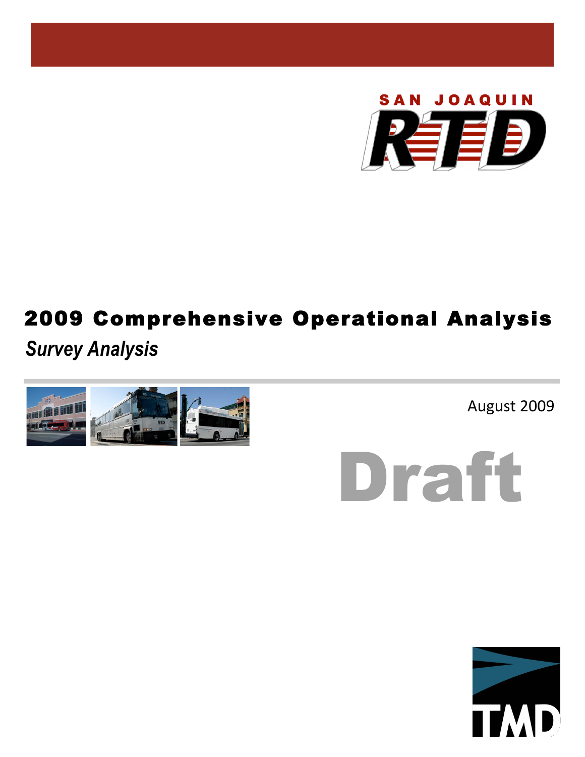SAN JOAQUIN RTD

# 2009 Comprehensive Operational Analysis

*Survey Analysis*

August 2009

Draft

TMD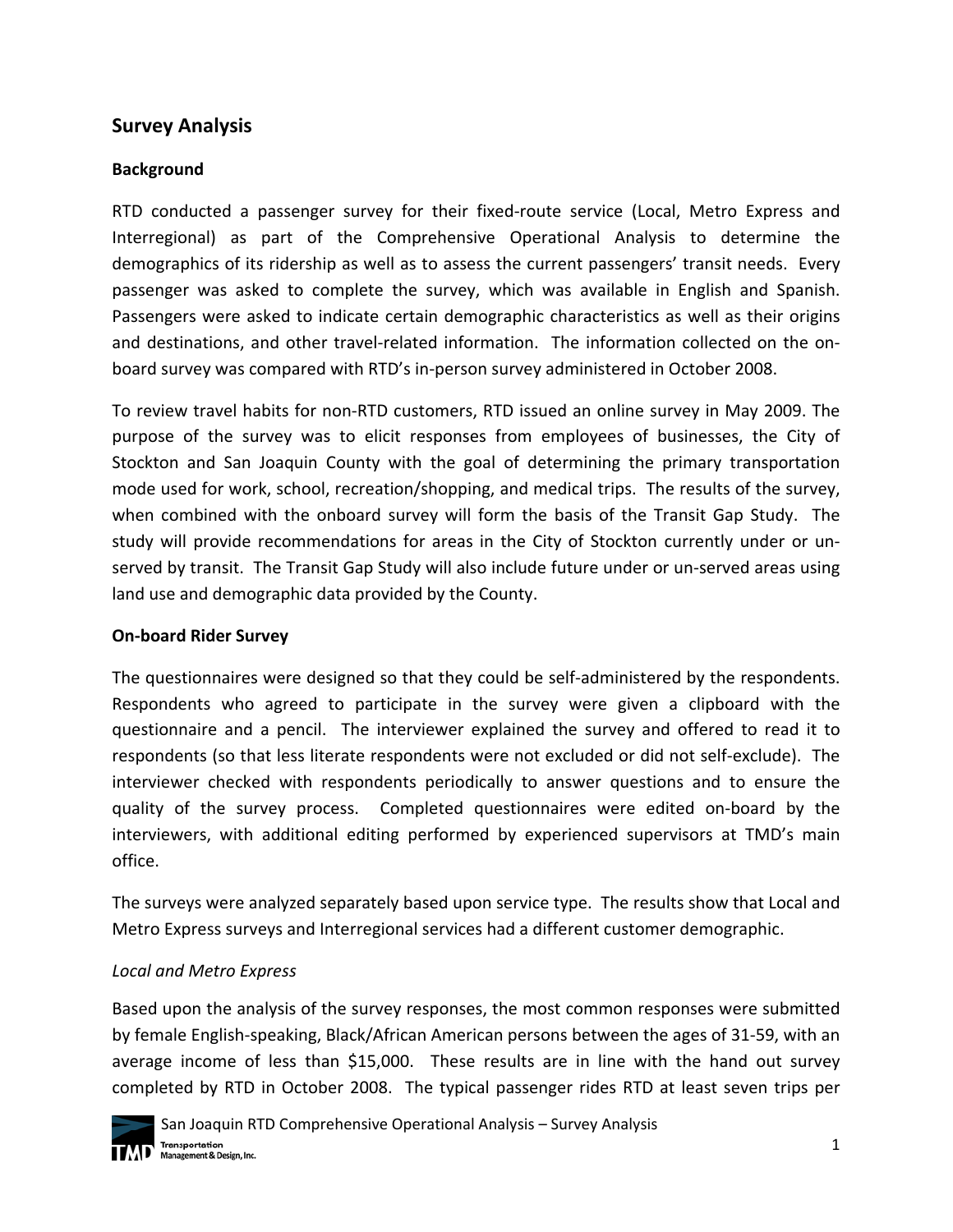## Survey Analysis

### Background

RTD conducted a passenger survey for their fixed-route service (Local, Metro Express and Interregional) as part of the Comprehensive Operational Analysis to determine the demographics of its ridership as well as to assess the current passengers' transit needs. Every passenger was asked to complete the survey, which was available in English and Spanish. Passengers were asked to indicate certain demographic characteristics as well as their origins and destinations, and other travel-related information. The information collected on the on-board survey was compared with RTD's in-person survey administered in October 2008.

To review travel habits for non-RTD customers, RTD issued an online survey in May 2009. The purpose of the survey was to elicit responses from employees of businesses, the City of Stockton and San Joaquin County with the goal of determining the primary transportation mode used for work, school, recreation/shopping, and medical trips. The results of the survey, when combined with the onboard survey will form the basis of the Transit Gap Study. The study will provide recommendations for areas in the City of Stockton currently under or un-served by transit. The Transit Gap Study will also include future under or un-served areas using land use and demographic data provided by the County.

### On-board Rider Survey

The questionnaires were designed so that they could be self-administered by the respondents. Respondents who agreed to participate in the survey were given a clipboard with the questionnaire and a pencil. The interviewer explained the survey and offered to read it to respondents (so that less literate respondents were not excluded or did not self-exclude). The interviewer checked with respondents periodically to answer questions and to ensure the quality of the survey process. Completed questionnaires were edited on-board by the interviewers, with additional editing performed by experienced supervisors at TMD's main office.

The surveys were analyzed separately based upon service type. The results show that Local and Metro Express surveys and Interregional services had a different customer demographic.

*Local and Metro Express*

Based upon the analysis of the survey responses, the most common responses were submitted by female English-speaking, Black/African American persons between the ages of 31-59, with an average income of less than $15,000. These results are in line with the hand out survey completed by RTD in October 2008. The typical passenger rides RTD at least seven trips per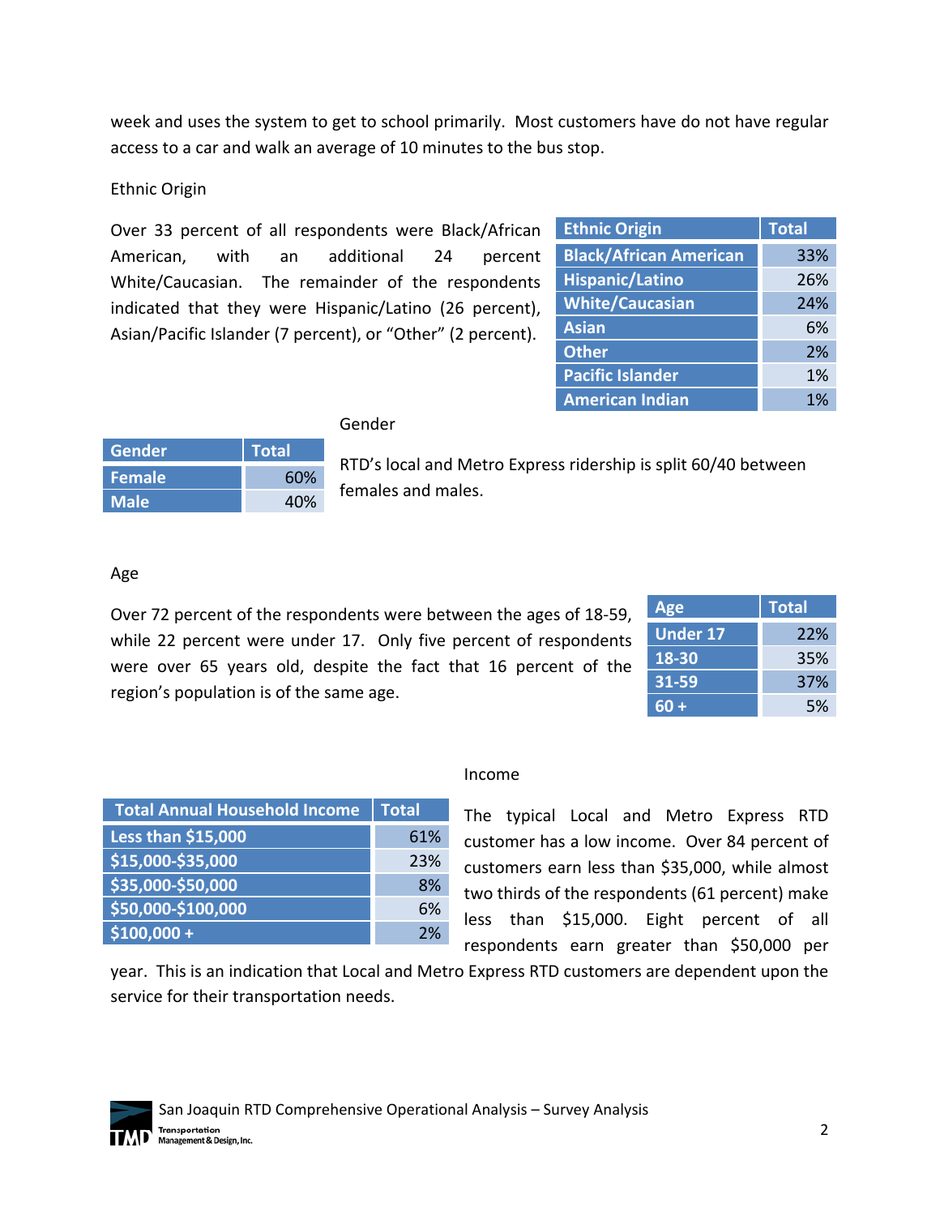week and uses the system to get to school primarily. Most customers have do not have regular access to a car and walk an average of 10 minutes to the bus stop.

## Ethnic Origin

Over 33 percent of all respondents were Black/African American, with an additional 24 percent White/Caucasian. The remainder of the respondents indicated that they were Hispanic/Latino (26 percent), Asian/Pacific Islander (7 percent), or "Other" (2 percent).

| Ethnic Origin | Total |
|---|---|
| Black/African American | 33% |
| Hispanic/Latino | 26% |
| White/Caucasian | 24% |
| Asian | 6% |
| Other | 2% |
| Pacific Islander | 1% |
| American Indian | 1% |

## Gender

| Gender | Total |
|---|---|
| Female | 60% |
| Male | 40% |

RTD's local and Metro Express ridership is split 60/40 between females and males.

## Age

Over 72 percent of the respondents were between the ages of 18-59, while 22 percent were under 17. Only five percent of respondents were over 65 years old, despite the fact that 16 percent of the region's population is of the same age.

| Age | Total |
|---|---|
| Under 17 | 22% |
| 18-30 | 35% |
| 31-59 | 37% |
| 60 + | 5% |

## Income

| Total Annual Household Income | Total |
|---|---|
| Less than $15,000 | 61% |
| $15,000-$35,000 | 23% |
| $35,000-$50,000 | 8% |
| $50,000-$100,000 | 6% |
| $100,000 + | 2% |

The typical Local and Metro Express RTD customer has a low income. Over 84 percent of customers earn less than $35,000, while almost two thirds of the respondents (61 percent) make less than $15,000. Eight percent of all respondents earn greater than $50,000 per year. This is an indication that Local and Metro Express RTD customers are dependent upon the service for their transportation needs.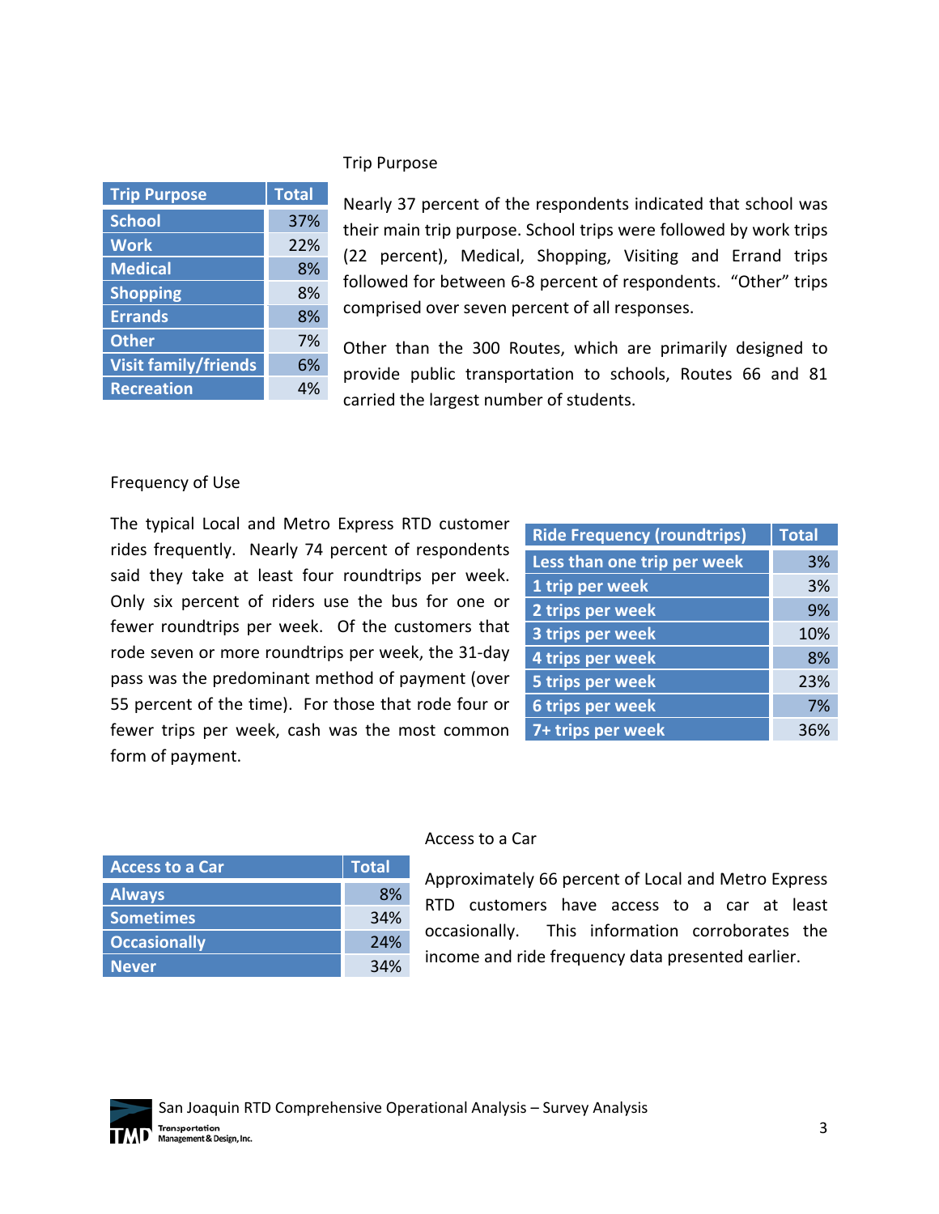## Trip Purpose

| Trip Purpose | Total |
|---|---|
| School | 37% |
| Work | 22% |
| Medical | 8% |
| Shopping | 8% |
| Errands | 8% |
| Other | 7% |
| Visit family/friends | 6% |
| Recreation | 4% |

Nearly 37 percent of the respondents indicated that school was their main trip purpose. School trips were followed by work trips (22 percent), Medical, Shopping, Visiting and Errand trips followed for between 6-8 percent of respondents. "Other" trips comprised over seven percent of all responses.

Other than the 300 Routes, which are primarily designed to provide public transportation to schools, Routes 66 and 81 carried the largest number of students.

## Frequency of Use

The typical Local and Metro Express RTD customer rides frequently. Nearly 74 percent of respondents said they take at least four roundtrips per week. Only six percent of riders use the bus for one or fewer roundtrips per week. Of the customers that rode seven or more roundtrips per week, the 31-day pass was the predominant method of payment (over 55 percent of the time). For those that rode four or fewer trips per week, cash was the most common form of payment.

| Ride Frequency (roundtrips) | Total |
|---|---|
| Less than one trip per week | 3% |
| 1 trip per week | 3% |
| 2 trips per week | 9% |
| 3 trips per week | 10% |
| 4 trips per week | 8% |
| 5 trips per week | 23% |
| 6 trips per week | 7% |
| 7+ trips per week | 36% |

## Access to a Car

| Access to a Car | Total |
|---|---|
| Always | 8% |
| Sometimes | 34% |
| Occasionally | 24% |
| Never | 34% |

Approximately 66 percent of Local and Metro Express RTD customers have access to a car at least occasionally. This information corroborates the income and ride frequency data presented earlier.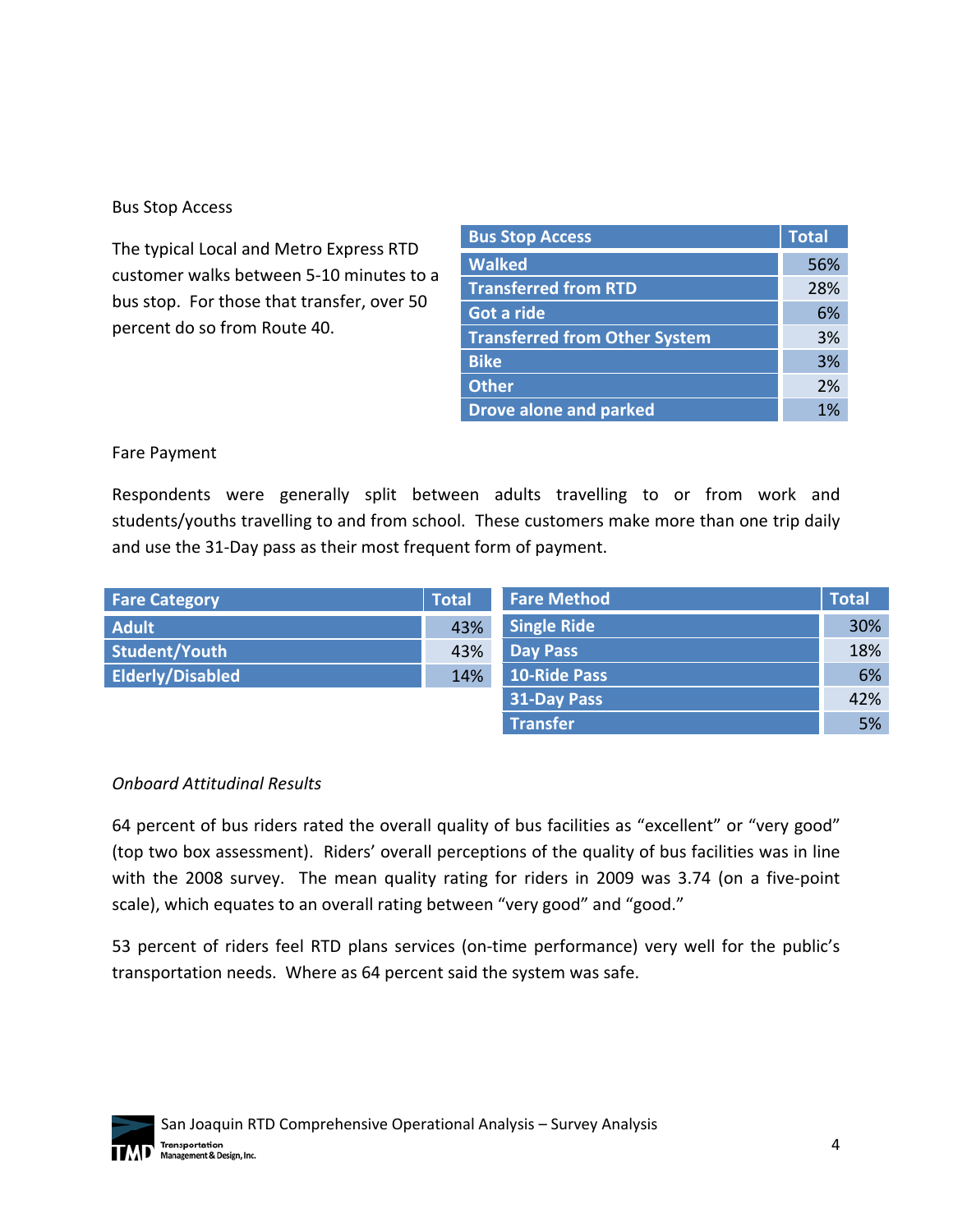### Bus Stop Access

The typical Local and Metro Express RTD customer walks between 5-10 minutes to a bus stop. For those that transfer, over 50 percent do so from Route 40.

| Bus Stop Access | Total |
|---|---|
| Walked | 56% |
| Transferred from RTD | 28% |
| Got a ride | 6% |
| Transferred from Other System | 3% |
| Bike | 3% |
| Other | 2% |
| Drove alone and parked | 1% |

### Fare Payment

Respondents were generally split between adults travelling to or from work and students/youths travelling to and from school. These customers make more than one trip daily and use the 31-Day pass as their most frequent form of payment.

| Fare Category | Total |
|---|---|
| Adult | 43% |
| Student/Youth | 43% |
| Elderly/Disabled | 14% |

| Fare Method | Total |
|---|---|
| Single Ride | 30% |
| Day Pass | 18% |
| 10-Ride Pass | 6% |
| 31-Day Pass | 42% |
| Transfer | 5% |

### *Onboard Attitudinal Results*

64 percent of bus riders rated the overall quality of bus facilities as "excellent" or "very good" (top two box assessment). Riders' overall perceptions of the quality of bus facilities was in line with the 2008 survey. The mean quality rating for riders in 2009 was 3.74 (on a five-point scale), which equates to an overall rating between "very good" and "good."

53 percent of riders feel RTD plans services (on-time performance) very well for the public's transportation needs. Where as 64 percent said the system was safe.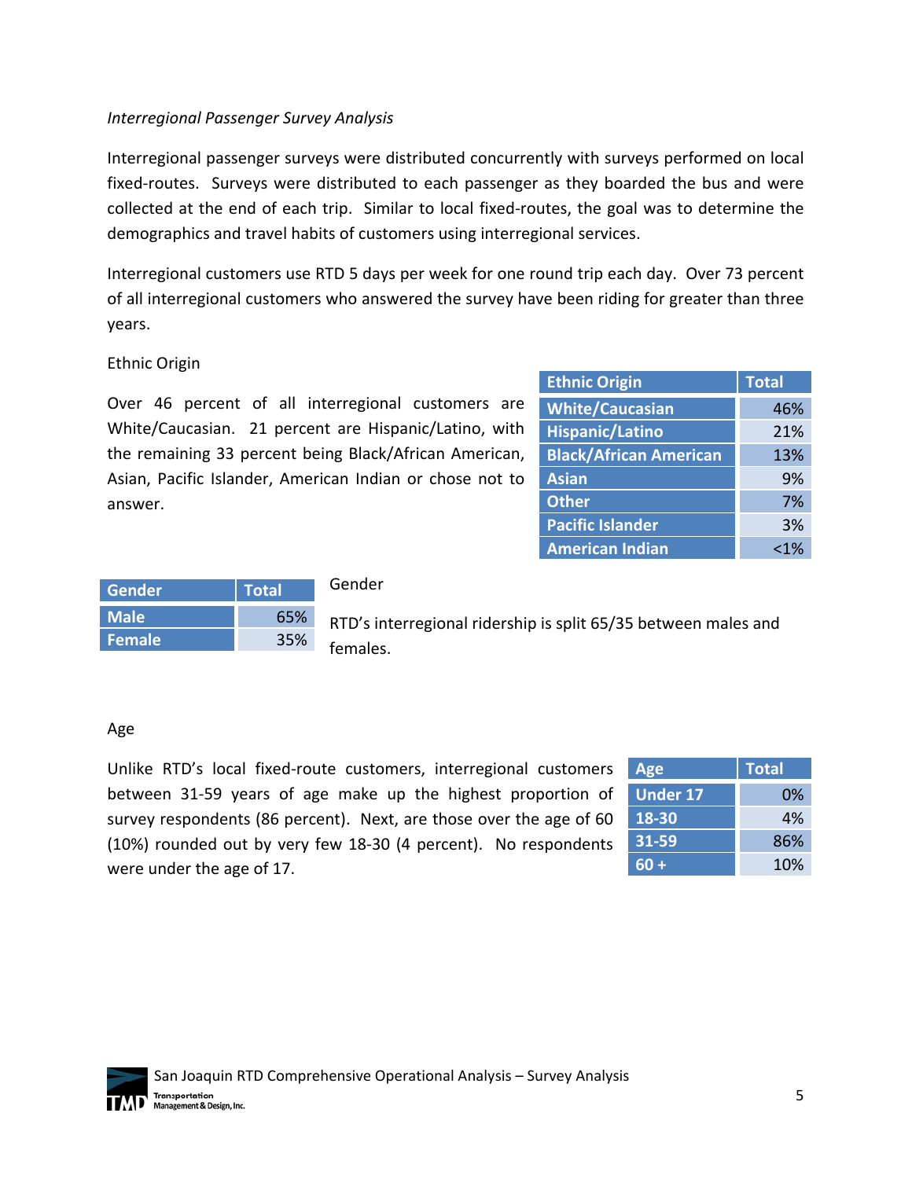*Interregional Passenger Survey Analysis*

Interregional passenger surveys were distributed concurrently with surveys performed on local fixed-routes. Surveys were distributed to each passenger as they boarded the bus and were collected at the end of each trip. Similar to local fixed-routes, the goal was to determine the demographics and travel habits of customers using interregional services.

Interregional customers use RTD 5 days per week for one round trip each day. Over 73 percent of all interregional customers who answered the survey have been riding for greater than three years.

Ethnic Origin

Over 46 percent of all interregional customers are White/Caucasian. 21 percent are Hispanic/Latino, with the remaining 33 percent being Black/African American, Asian, Pacific Islander, American Indian or chose not to answer.

| Ethnic Origin | Total |
|---|---|
| White/Caucasian | 46% |
| Hispanic/Latino | 21% |
| Black/African American | 13% |
| Asian | 9% |
| Other | 7% |
| Pacific Islander | 3% |
| American Indian | <1% |

Gender

RTD's interregional ridership is split 65/35 between males and females.

| Gender | Total |
|---|---|
| Male | 65% |
| Female | 35% |

Age

Unlike RTD's local fixed-route customers, interregional customers between 31-59 years of age make up the highest proportion of survey respondents (86 percent). Next, are those over the age of 60 (10%) rounded out by very few 18-30 (4 percent). No respondents were under the age of 17.

| Age | Total |
|---|---|
| Under 17 | 0% |
| 18-30 | 4% |
| 31-59 | 86% |
| 60 + | 10% |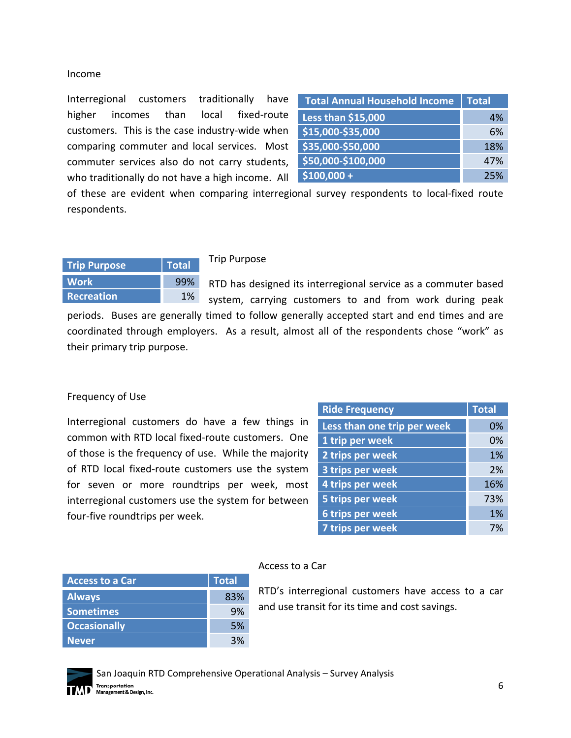### Income

Interregional customers traditionally have higher incomes than local fixed-route customers. This is the case industry-wide when comparing commuter and local services. Most commuter services also do not carry students, who traditionally do not have a high income. All of these are evident when comparing interregional survey respondents to local-fixed route respondents.

| Total Annual Household Income | Total |
|---|---|
| Less than $15,000 | 4% |
| $15,000-$35,000 | 6% |
| $35,000-$50,000 | 18% |
| $50,000-$100,000 | 47% |
| $100,000 + | 25% |

### Trip Purpose

| Trip Purpose | Total |
|---|---|
| Work | 99% |
| Recreation | 1% |

RTD has designed its interregional service as a commuter based system, carrying customers to and from work during peak periods. Buses are generally timed to follow generally accepted start and end times and are coordinated through employers. As a result, almost all of the respondents chose “work” as their primary trip purpose.

### Frequency of Use

Interregional customers do have a few things in common with RTD local fixed-route customers. One of those is the frequency of use. While the majority of RTD local fixed-route customers use the system for seven or more roundtrips per week, most interregional customers use the system for between four-five roundtrips per week.

| Ride Frequency | Total |
|---|---|
| Less than one trip per week | 0% |
| 1 trip per week | 0% |
| 2 trips per week | 1% |
| 3 trips per week | 2% |
| 4 trips per week | 16% |
| 5 trips per week | 73% |
| 6 trips per week | 1% |
| 7 trips per week | 7% |

### Access to a Car

| Access to a Car | Total |
|---|---|
| Always | 83% |
| Sometimes | 9% |
| Occasionally | 5% |
| Never | 3% |

RTD’s interregional customers have access to a car and use transit for its time and cost savings.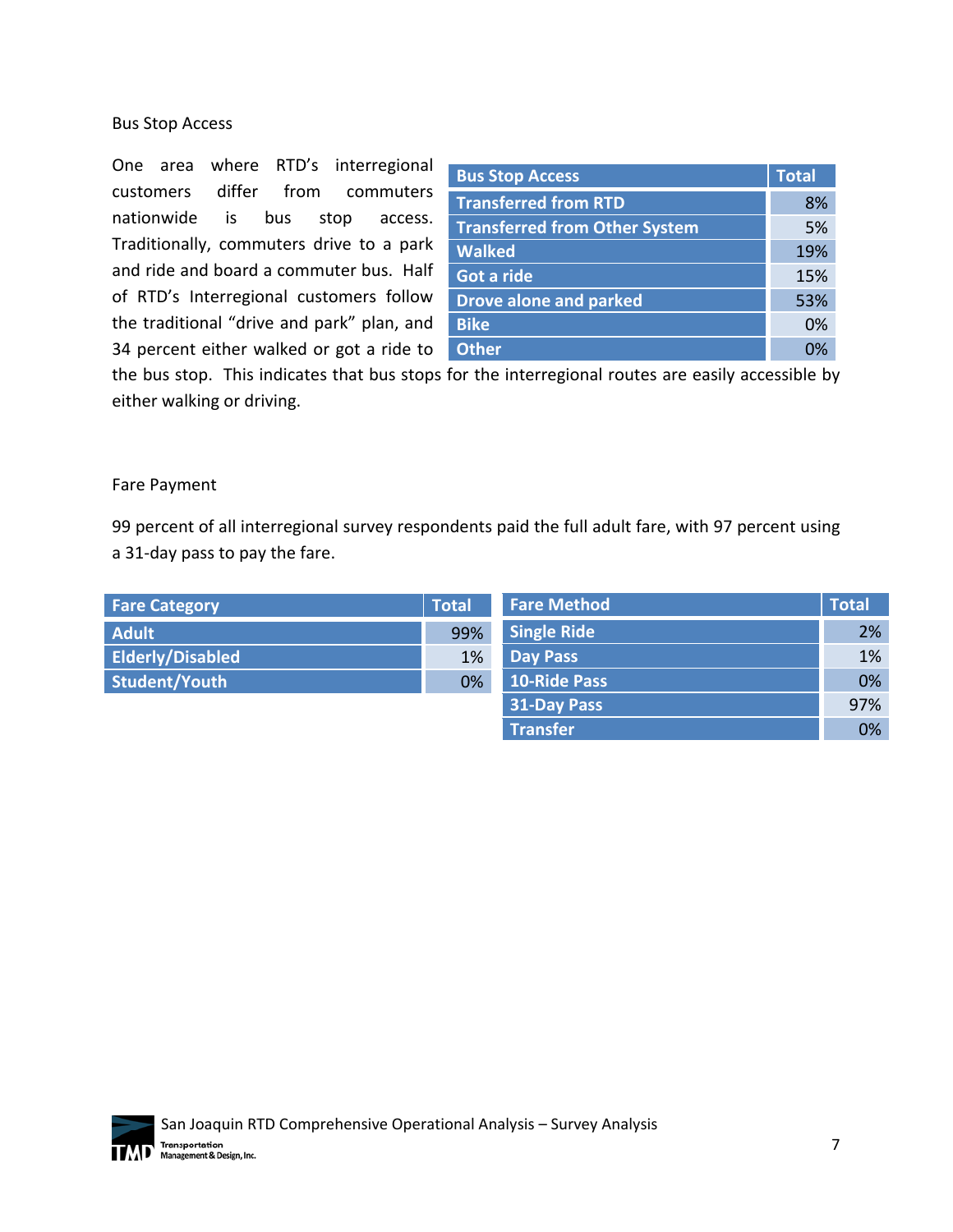## Bus Stop Access

One area where RTD's interregional customers differ from commuters nationwide is bus stop access. Traditionally, commuters drive to a park and ride and board a commuter bus. Half of RTD's Interregional customers follow the traditional "drive and park" plan, and 34 percent either walked or got a ride to the bus stop. This indicates that bus stops for the interregional routes are easily accessible by either walking or driving.

| Bus Stop Access | Total |
|---|---|
| Transferred from RTD | 8% |
| Transferred from Other System | 5% |
| Walked | 19% |
| Got a ride | 15% |
| Drove alone and parked | 53% |
| Bike | 0% |
| Other | 0% |

## Fare Payment

99 percent of all interregional survey respondents paid the full adult fare, with 97 percent using a 31-day pass to pay the fare.

| Fare Category | Total |
|---|---|
| Adult | 99% |
| Elderly/Disabled | 1% |
| Student/Youth | 0% |

| Fare Method | Total |
|---|---|
| Single Ride | 2% |
| Day Pass | 1% |
| 10-Ride Pass | 0% |
| 31-Day Pass | 97% |
| Transfer | 0% |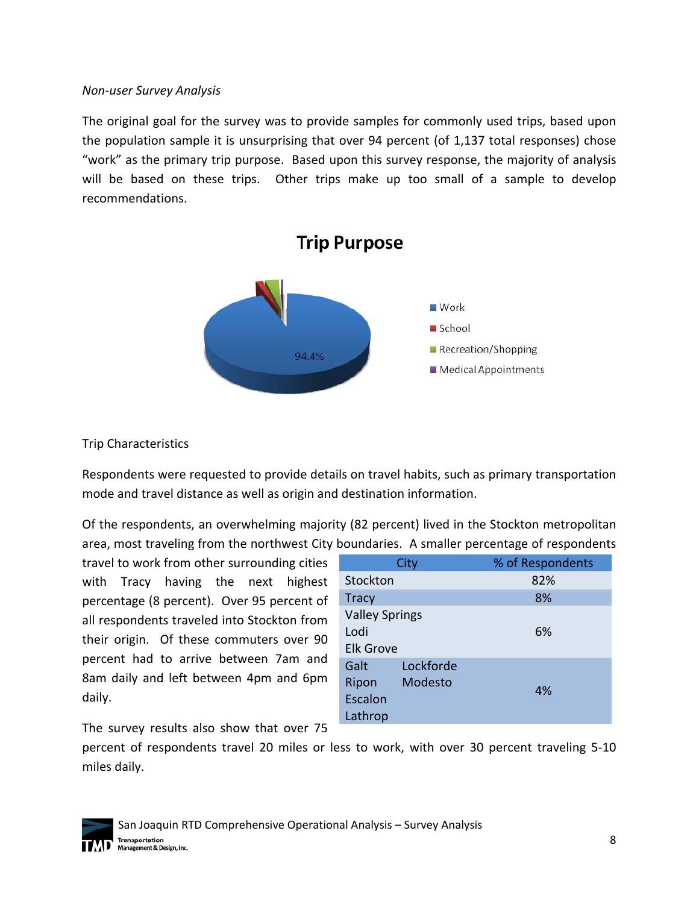*Non-user Survey Analysis*

The original goal for the survey was to provide samples for commonly used trips, based upon the population sample it is unsurprising that over 94 percent (of 1,137 total responses) chose "work" as the primary trip purpose. Based upon this survey response, the majority of analysis will be based on these trips. Other trips make up too small of a sample to develop recommendations.

**Trip Purpose**

94.4%

- Work
- School
- Recreation/Shopping
- Medical Appointments

Trip Characteristics

Respondents were requested to provide details on travel habits, such as primary transportation mode and travel distance as well as origin and destination information.

Of the respondents, an overwhelming majority (82 percent) lived in the Stockton metropolitan area, most traveling from the northwest City boundaries. A smaller percentage of respondents travel to work from other surrounding cities with Tracy having the next highest percentage (8 percent). Over 95 percent of all respondents traveled into Stockton from their origin. Of these commuters over 90 percent had to arrive between 7am and 8am daily and left between 4pm and 6pm daily.

| City | % of Respondents |
|---|---|
| Stockton | 82% |
| Tracy | 8% |
| Valley Springs<br>Lodi<br>Elk Grove | 6% |
| Galt, Lockforde<br>Ripon, Modesto<br>Escalon<br>Lathrop | 4% |

The survey results also show that over 75 percent of respondents travel 20 miles or less to work, with over 30 percent traveling 5-10 miles daily.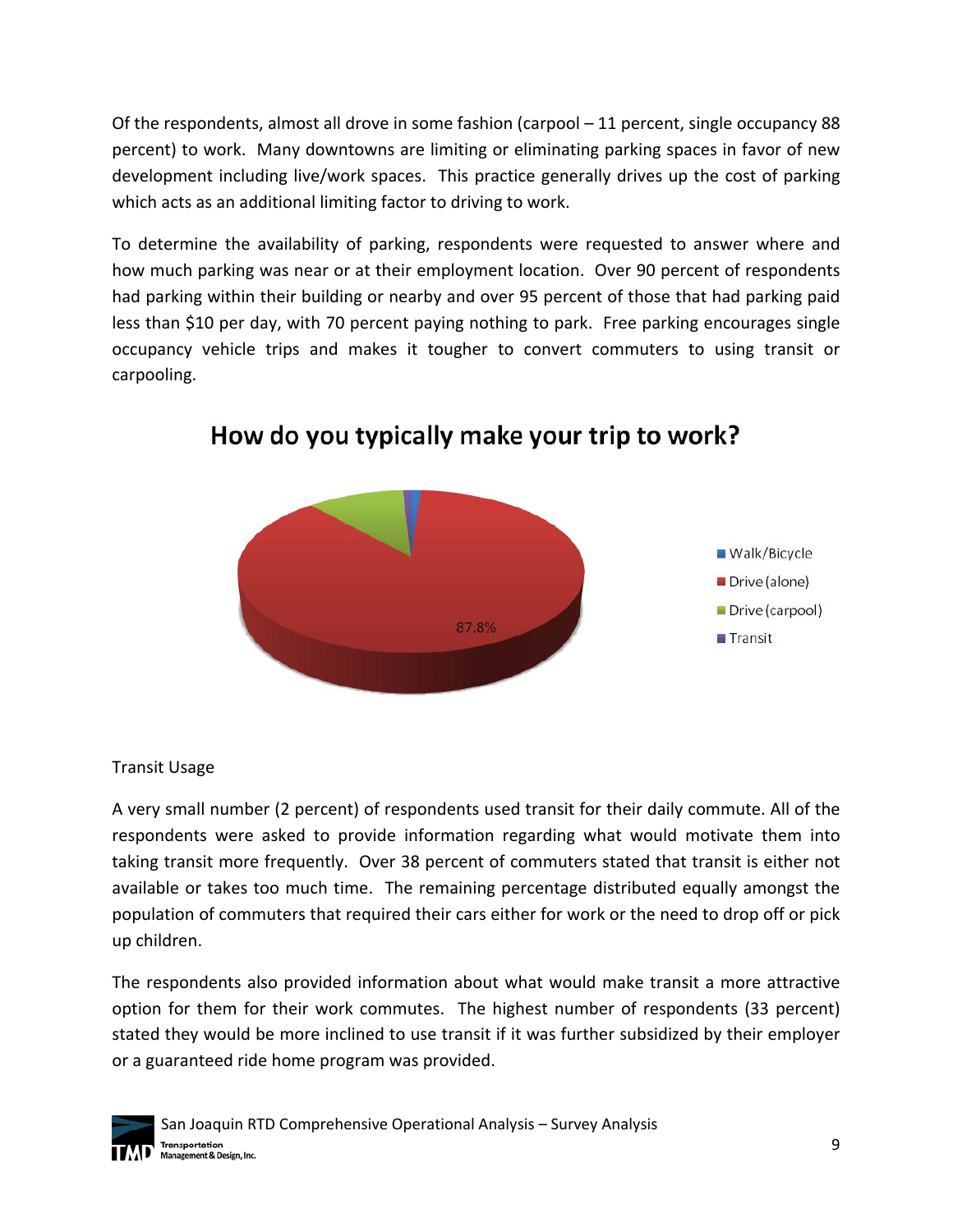Of the respondents, almost all drove in some fashion (carpool – 11 percent, single occupancy 88 percent) to work. Many downtowns are limiting or eliminating parking spaces in favor of new development including live/work spaces. This practice generally drives up the cost of parking which acts as an additional limiting factor to driving to work.

To determine the availability of parking, respondents were requested to answer where and how much parking was near or at their employment location. Over 90 percent of respondents had parking within their building or nearby and over 95 percent of those that had parking paid less than $10 per day, with 70 percent paying nothing to park. Free parking encourages single occupancy vehicle trips and makes it tougher to convert commuters to using transit or carpooling.

**How do you typically make your trip to work?**

- Walk/Bicycle
- Drive (alone)
- Drive (carpool)
- Transit

87.8%

Transit Usage

A very small number (2 percent) of respondents used transit for their daily commute. All of the respondents were asked to provide information regarding what would motivate them into taking transit more frequently. Over 38 percent of commuters stated that transit is either not available or takes too much time. The remaining percentage distributed equally amongst the population of commuters that required their cars either for work or the need to drop off or pick up children.

The respondents also provided information about what would make transit a more attractive option for them for their work commutes. The highest number of respondents (33 percent) stated they would be more inclined to use transit if it was further subsidized by their employer or a guaranteed ride home program was provided.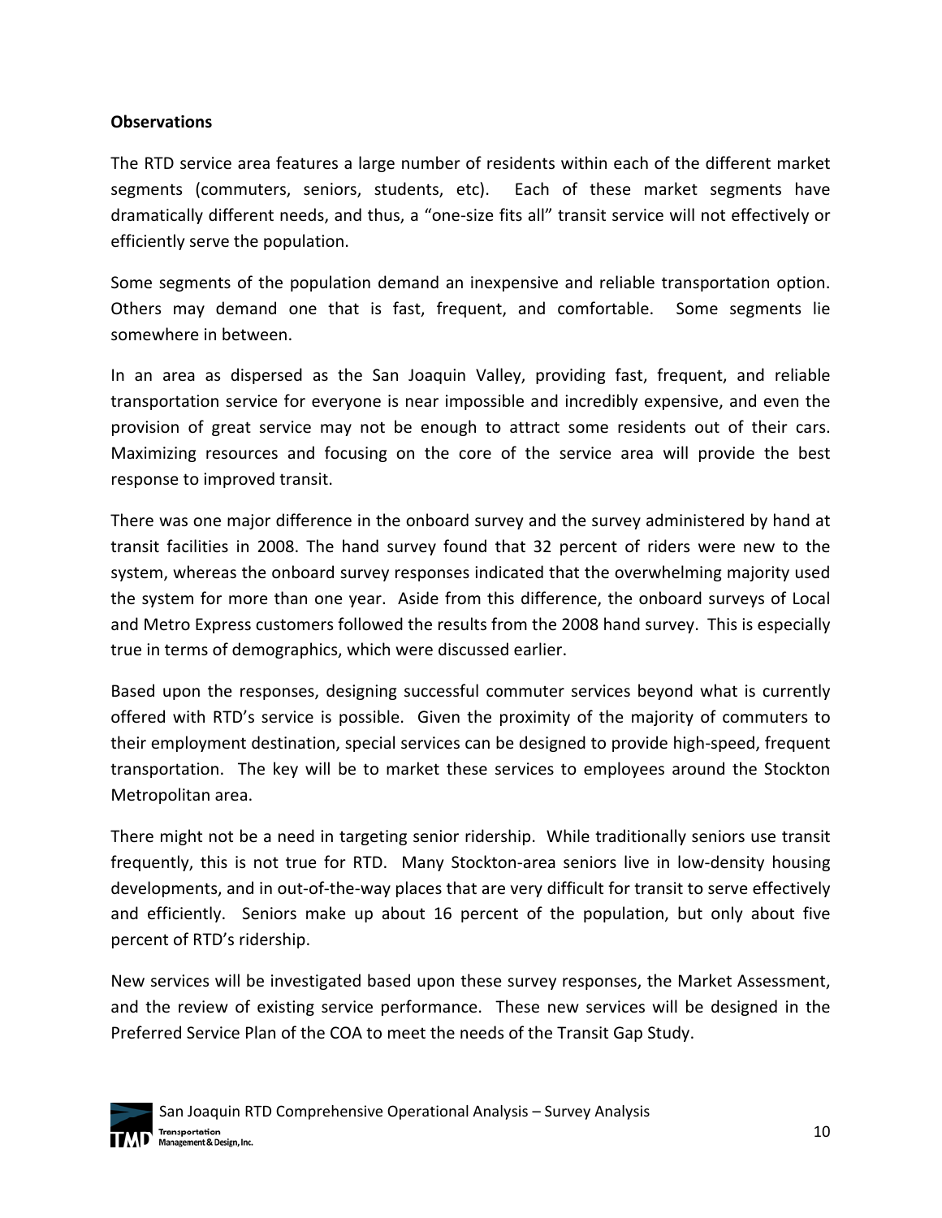**Observations**

The RTD service area features a large number of residents within each of the different market segments (commuters, seniors, students, etc). Each of these market segments have dramatically different needs, and thus, a "one-size fits all" transit service will not effectively or efficiently serve the population.

Some segments of the population demand an inexpensive and reliable transportation option. Others may demand one that is fast, frequent, and comfortable. Some segments lie somewhere in between.

In an area as dispersed as the San Joaquin Valley, providing fast, frequent, and reliable transportation service for everyone is near impossible and incredibly expensive, and even the provision of great service may not be enough to attract some residents out of their cars. Maximizing resources and focusing on the core of the service area will provide the best response to improved transit.

There was one major difference in the onboard survey and the survey administered by hand at transit facilities in 2008. The hand survey found that 32 percent of riders were new to the system, whereas the onboard survey responses indicated that the overwhelming majority used the system for more than one year. Aside from this difference, the onboard surveys of Local and Metro Express customers followed the results from the 2008 hand survey. This is especially true in terms of demographics, which were discussed earlier.

Based upon the responses, designing successful commuter services beyond what is currently offered with RTD's service is possible. Given the proximity of the majority of commuters to their employment destination, special services can be designed to provide high-speed, frequent transportation. The key will be to market these services to employees around the Stockton Metropolitan area.

There might not be a need in targeting senior ridership. While traditionally seniors use transit frequently, this is not true for RTD. Many Stockton-area seniors live in low-density housing developments, and in out-of-the-way places that are very difficult for transit to serve effectively and efficiently. Seniors make up about 16 percent of the population, but only about five percent of RTD's ridership.

New services will be investigated based upon these survey responses, the Market Assessment, and the review of existing service performance. These new services will be designed in the Preferred Service Plan of the COA to meet the needs of the Transit Gap Study.